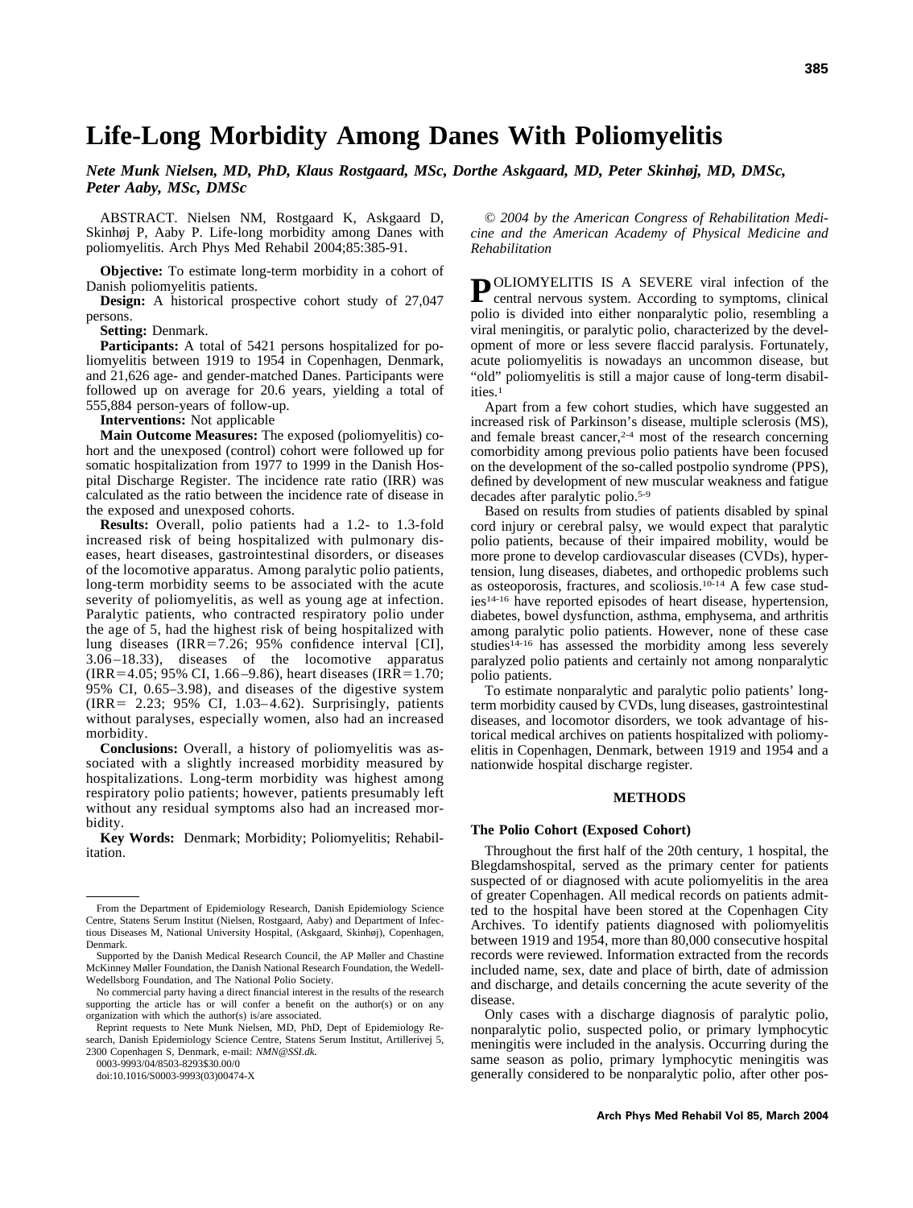# Life-Long Morbidity Among Danes With Poliomyelitis

*Nete Munk Nielsen, MD, PhD, Klaus Rostgaard, MSc, Dorthe Askgaard, MD, Peter Skinhøj, MD, DMSc, Peter Aaby, MSc, DMSc*

ABSTRACT. Nielsen NM, Rostgaard K, Askgaard D, Skinhøj P, Aaby P. Life-long morbidity among Danes with poliomyelitis. Arch Phys Med Rehabil 2004;85:385-91.

**Objective:** To estimate long-term morbidity in a cohort of Danish poliomyelitis patients.

**Design:** A historical prospective cohort study of 27,047 persons.

**Setting:** Denmark.

**Participants:** A total of 5421 persons hospitalized for poliomyelitis between 1919 to 1954 in Copenhagen, Denmark, and 21,626 age- and gender-matched Danes. Participants were followed up on average for 20.6 years, yielding a total of 555,884 person-years of follow-up.

**Interventions:** Not applicable

**Main Outcome Measures:** The exposed (poliomyelitis) cohort and the unexposed (control) cohort were followed up for somatic hospitalization from 1977 to 1999 in the Danish Hospital Discharge Register. The incidence rate ratio (IRR) was calculated as the ratio between the incidence rate of disease in the exposed and unexposed cohorts.

**Results:** Overall, polio patients had a 1.2- to 1.3-fold increased risk of being hospitalized with pulmonary diseases, heart diseases, gastrointestinal disorders, or diseases of the locomotive apparatus. Among paralytic polio patients, long-term morbidity seems to be associated with the acute severity of poliomyelitis, as well as young age at infection. Paralytic patients, who contracted respiratory polio under the age of 5, had the highest risk of being hospitalized with lung diseases (IRR=7.26; 95% confidence interval [CI], 3.06–18.33), diseases of the locomotive apparatus (IRR=4.05; 95% CI, 1.66–9.86), heart diseases (IRR=1.70; 95% CI, 0.65–3.98), and diseases of the digestive system (IRR= 2.23; 95% CI, 1.03–4.62). Surprisingly, patients without paralyses, especially women, also had an increased morbidity.

**Conclusions:** Overall, a history of poliomyelitis was associated with a slightly increased morbidity measured by hospitalizations. Long-term morbidity was highest among respiratory polio patients; however, patients presumably left without any residual symptoms also had an increased morbidity.

**Key Words:** Denmark; Morbidity; Poliomyelitis; Rehabilitation.

From the Department of Epidemiology Research, Danish Epidemiology Science Centre, Statens Serum Institut (Nielsen, Rostgaard, Aaby) and Department of Infectious Diseases M, National University Hospital, (Askgaard, Skinhøj), Copenhagen, Denmark.

Supported by the Danish Medical Research Council, the AP Møller and Chastine McKinney Møller Foundation, the Danish National Research Foundation, the Wedell-Wedellsborg Foundation, and The National Polio Society.

No commercial party having a direct financial interest in the results of the research supporting the article has or will confer a benefit on the author(s) or on any organization with which the author(s) is/are associated.

Reprint requests to Nete Munk Nielsen, MD, PhD, Dept of Epidemiology Research, Danish Epidemiology Science Centre, Statens Serum Institut, Artillerivej 5, 2300 Copenhagen S, Denmark, e-mail: *NMN@SSI.dk.*

0003-9993/04/8503-8293$30.00/0

doi:10.1016/S0003-9993(03)00474-X

*© 2004 by the American Congress of Rehabilitation Medicine and the American Academy of Physical Medicine and Rehabilitation*

POLIOMYELITIS IS A SEVERE viral infection of the central nervous system. According to symptoms, clinical polio is divided into either nonparalytic polio, resembling a viral meningitis, or paralytic polio, characterized by the development of more or less severe flaccid paralysis. Fortunately, acute poliomyelitis is nowadays an uncommon disease, but "old" poliomyelitis is still a major cause of long-term disabilities.[1]

Apart from a few cohort studies, which have suggested an increased risk of Parkinson's disease, multiple sclerosis (MS), and female breast cancer,[2-4] most of the research concerning comorbidity among previous polio patients have been focused on the development of the so-called postpolio syndrome (PPS), defined by development of new muscular weakness and fatigue decades after paralytic polio.[5-9]

Based on results from studies of patients disabled by spinal cord injury or cerebral palsy, we would expect that paralytic polio patients, because of their impaired mobility, would be more prone to develop cardiovascular diseases (CVDs), hypertension, lung diseases, diabetes, and orthopedic problems such as osteoporosis, fractures, and scoliosis.[10-14] A few case studies[14-16] have reported episodes of heart disease, hypertension, diabetes, bowel dysfunction, asthma, emphysema, and arthritis among paralytic polio patients. However, none of these case studies[14-16] has assessed the morbidity among less severely paralyzed polio patients and certainly not among nonparalytic polio patients.

To estimate nonparalytic and paralytic polio patients' long-term morbidity caused by CVDs, lung diseases, gastrointestinal diseases, and locomotor disorders, we took advantage of historical medical archives on patients hospitalized with poliomyelitis in Copenhagen, Denmark, between 1919 and 1954 and a nationwide hospital discharge register.

## METHODS

### The Polio Cohort (Exposed Cohort)

Throughout the first half of the 20th century, 1 hospital, the Blegdamshospital, served as the primary center for patients suspected of or diagnosed with acute poliomyelitis in the area of greater Copenhagen. All medical records on patients admitted to the hospital have been stored at the Copenhagen City Archives. To identify patients diagnosed with poliomyelitis between 1919 and 1954, more than 80,000 consecutive hospital records were reviewed. Information extracted from the records included name, sex, date and place of birth, date of admission and discharge, and details concerning the acute severity of the disease.

Only cases with a discharge diagnosis of paralytic polio, nonparalytic polio, suspected polio, or primary lymphocytic meningitis were included in the analysis. Occurring during the same season as polio, primary lymphocytic meningitis was generally considered to be nonparalytic polio, after other pos-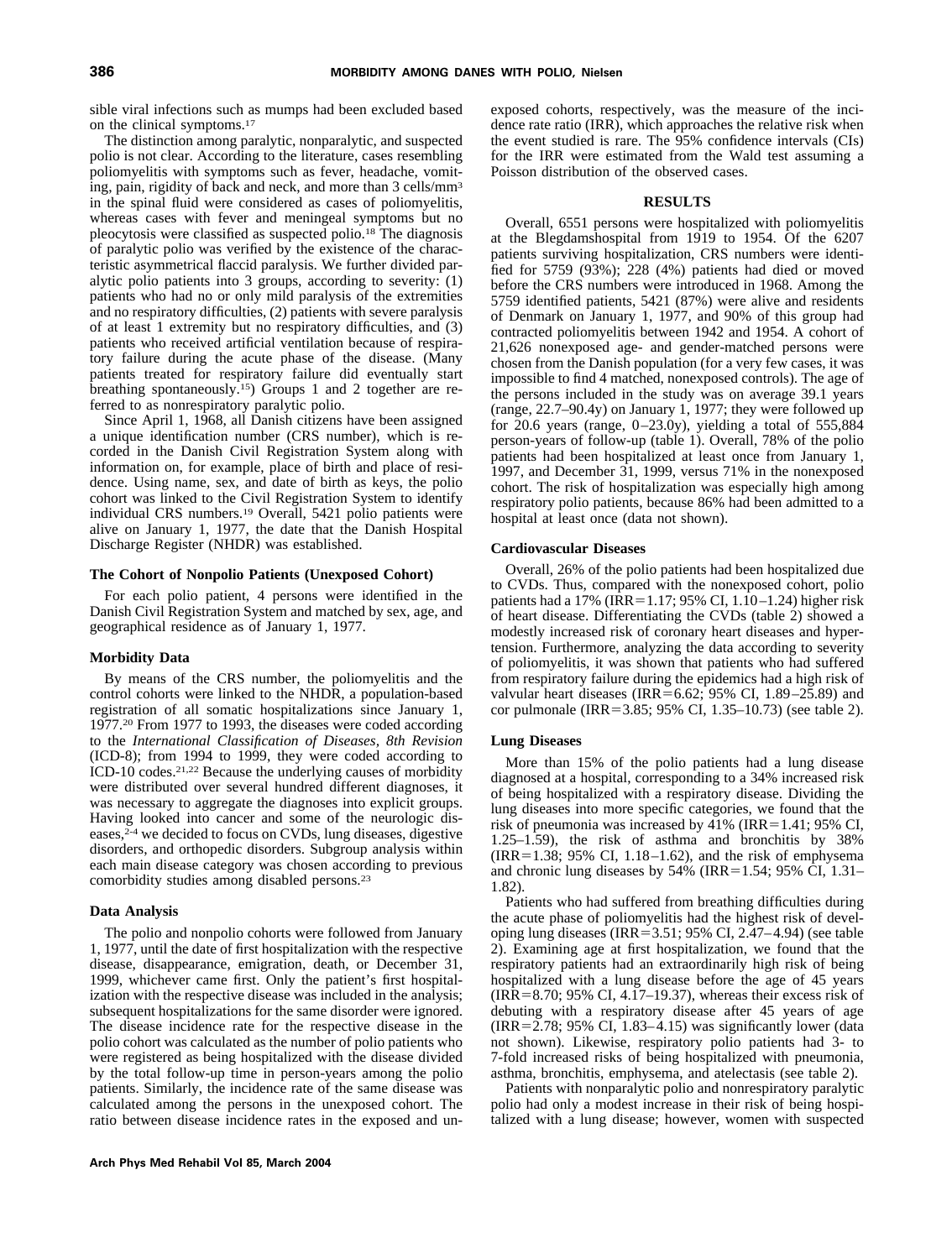sible viral infections such as mumps had been excluded based on the clinical symptoms.[17]

The distinction among paralytic, nonparalytic, and suspected polio is not clear. According to the literature, cases resembling poliomyelitis with symptoms such as fever, headache, vomiting, pain, rigidity of back and neck, and more than 3 cells/mm³ in the spinal fluid were considered as cases of poliomyelitis, whereas cases with fever and meningeal symptoms but no pleocytosis were classified as suspected polio.[18] The diagnosis of paralytic polio was verified by the existence of the characteristic asymmetrical flaccid paralysis. We further divided paralytic polio patients into 3 groups, according to severity: (1) patients who had no or only mild paralysis of the extremities and no respiratory difficulties, (2) patients with severe paralysis of at least 1 extremity but no respiratory difficulties, and (3) patients who received artificial ventilation because of respiratory failure during the acute phase of the disease. (Many patients treated for respiratory failure did eventually start breathing spontaneously.[15]) Groups 1 and 2 together are referred to as nonrespiratory paralytic polio.

Since April 1, 1968, all Danish citizens have been assigned a unique identification number (CRS number), which is recorded in the Danish Civil Registration System along with information on, for example, place of birth and place of residence. Using name, sex, and date of birth as keys, the polio cohort was linked to the Civil Registration System to identify individual CRS numbers.[19] Overall, 5421 polio patients were alive on January 1, 1977, the date that the Danish Hospital Discharge Register (NHDR) was established.

### The Cohort of Nonpolio Patients (Unexposed Cohort)

For each polio patient, 4 persons were identified in the Danish Civil Registration System and matched by sex, age, and geographical residence as of January 1, 1977.

### Morbidity Data

By means of the CRS number, the poliomyelitis and the control cohorts were linked to the NHDR, a population-based registration of all somatic hospitalizations since January 1, 1977.[20] From 1977 to 1993, the diseases were coded according to the *International Classification of Diseases, 8th Revision* (ICD-8); from 1994 to 1999, they were coded according to ICD-10 codes.[21,22] Because the underlying causes of morbidity were distributed over several hundred different diagnoses, it was necessary to aggregate the diagnoses into explicit groups. Having looked into cancer and some of the neurologic diseases,[2-4] we decided to focus on CVDs, lung diseases, digestive disorders, and orthopedic disorders. Subgroup analysis within each main disease category was chosen according to previous comorbidity studies among disabled persons.[23]

### Data Analysis

The polio and nonpolio cohorts were followed from January 1, 1977, until the date of first hospitalization with the respective disease, disappearance, emigration, death, or December 31, 1999, whichever came first. Only the patient's first hospitalization with the respective disease was included in the analysis; subsequent hospitalizations for the same disorder were ignored. The disease incidence rate for the respective disease in the polio cohort was calculated as the number of polio patients who were registered as being hospitalized with the disease divided by the total follow-up time in person-years among the polio patients. Similarly, the incidence rate of the same disease was calculated among the persons in the unexposed cohort. The ratio between disease incidence rates in the exposed and unexposed cohorts, respectively, was the measure of the incidence rate ratio (IRR), which approaches the relative risk when the event studied is rare. The 95% confidence intervals (CIs) for the IRR were estimated from the Wald test assuming a Poisson distribution of the observed cases.

## RESULTS

Overall, 6551 persons were hospitalized with poliomyelitis at the Blegdamshospital from 1919 to 1954. Of the 6207 patients surviving hospitalization, CRS numbers were identified for 5759 (93%); 228 (4%) patients had died or moved before the CRS numbers were introduced in 1968. Among the 5759 identified patients, 5421 (87%) were alive and residents of Denmark on January 1, 1977, and 90% of this group had contracted poliomyelitis between 1942 and 1954. A cohort of 21,626 nonexposed age- and gender-matched persons were chosen from the Danish population (for a very few cases, it was impossible to find 4 matched, nonexposed controls). The age of the persons included in the study was on average 39.1 years (range, 22.7–90.4y) on January 1, 1977; they were followed up for 20.6 years (range, 0–23.0y), yielding a total of 555,884 person-years of follow-up (table 1). Overall, 78% of the polio patients had been hospitalized at least once from January 1, 1997, and December 31, 1999, versus 71% in the nonexposed cohort. The risk of hospitalization was especially high among respiratory polio patients, because 86% had been admitted to a hospital at least once (data not shown).

### Cardiovascular Diseases

Overall, 26% of the polio patients had been hospitalized due to CVDs. Thus, compared with the nonexposed cohort, polio patients had a 17% (IRR=1.17; 95% CI, 1.10–1.24) higher risk of heart disease. Differentiating the CVDs (table 2) showed a modestly increased risk of coronary heart diseases and hypertension. Furthermore, analyzing the data according to severity of poliomyelitis, it was shown that patients who had suffered from respiratory failure during the epidemics had a high risk of valvular heart diseases (IRR=6.62; 95% CI, 1.89–25.89) and cor pulmonale (IRR=3.85; 95% CI, 1.35–10.73) (see table 2).

### Lung Diseases

More than 15% of the polio patients had a lung disease diagnosed at a hospital, corresponding to a 34% increased risk of being hospitalized with a respiratory disease. Dividing the lung diseases into more specific categories, we found that the risk of pneumonia was increased by 41% (IRR=1.41; 95% CI, 1.25–1.59), the risk of asthma and bronchitis by 38% (IRR=1.38; 95% CI, 1.18–1.62), and the risk of emphysema and chronic lung diseases by 54% (IRR=1.54; 95% CI, 1.31–1.82).

Patients who had suffered from breathing difficulties during the acute phase of poliomyelitis had the highest risk of developing lung diseases (IRR=3.51; 95% CI, 2.47–4.94) (see table 2). Examining age at first hospitalization, we found that the respiratory patients had an extraordinarily high risk of being hospitalized with a lung disease before the age of 45 years (IRR=8.70; 95% CI, 4.17–19.37), whereas their excess risk of debuting with a respiratory disease after 45 years of age (IRR=2.78; 95% CI, 1.83–4.15) was significantly lower (data not shown). Likewise, respiratory polio patients had 3- to 7-fold increased risks of being hospitalized with pneumonia, asthma, bronchitis, emphysema, and atelectasis (see table 2).

Patients with nonparalytic polio and nonrespiratory paralytic polio had only a modest increase in their risk of being hospitalized with a lung disease; however, women with suspected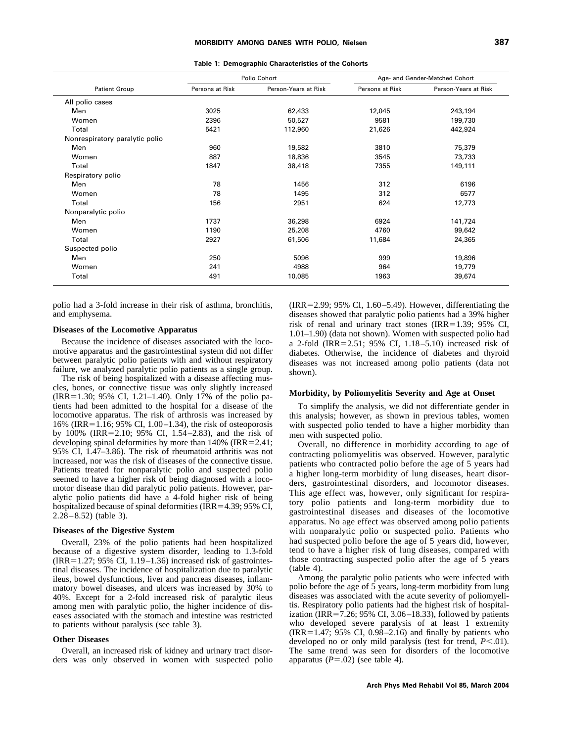**Table 1: Demographic Characteristics of the Cohorts**

| Patient Group | Polio Cohort | | Age- and Gender-Matched Cohort | |
|---|---|---|---|---|
| | Persons at Risk | Person-Years at Risk | Persons at Risk | Person-Years at Risk |
| All polio cases | | | | |
| Men | 3025 | 62,433 | 12,045 | 243,194 |
| Women | 2396 | 50,527 | 9581 | 199,730 |
| Total | 5421 | 112,960 | 21,626 | 442,924 |
| Nonrespiratory paralytic polio | | | | |
| Men | 960 | 19,582 | 3810 | 75,379 |
| Women | 887 | 18,836 | 3545 | 73,733 |
| Total | 1847 | 38,418 | 7355 | 149,111 |
| Respiratory polio | | | | |
| Men | 78 | 1456 | 312 | 6196 |
| Women | 78 | 1495 | 312 | 6577 |
| Total | 156 | 2951 | 624 | 12,773 |
| Nonparalytic polio | | | | |
| Men | 1737 | 36,298 | 6924 | 141,724 |
| Women | 1190 | 25,208 | 4760 | 99,642 |
| Total | 2927 | 61,506 | 11,684 | 24,365 |
| Suspected polio | | | | |
| Men | 250 | 5096 | 999 | 19,896 |
| Women | 241 | 4988 | 964 | 19,779 |
| Total | 491 | 10,085 | 1963 | 39,674 |

polio had a 3-fold increase in their risk of asthma, bronchitis, and emphysema.

### Diseases of the Locomotive Apparatus

Because the incidence of diseases associated with the locomotive apparatus and the gastrointestinal system did not differ between paralytic polio patients with and without respiratory failure, we analyzed paralytic polio patients as a single group.

The risk of being hospitalized with a disease affecting muscles, bones, or connective tissue was only slightly increased (IRR=1.30; 95% CI, 1.21–1.40). Only 17% of the polio patients had been admitted to the hospital for a disease of the locomotive apparatus. The risk of arthrosis was increased by 16% (IRR=1.16; 95% CI, 1.00–1.34), the risk of osteoporosis by 100% (IRR=2.10; 95% CI, 1.54–2.83), and the risk of developing spinal deformities by more than 140% (IRR=2.41; 95% CI, 1.47–3.86). The risk of rheumatoid arthritis was not increased, nor was the risk of diseases of the connective tissue. Patients treated for nonparalytic polio and suspected polio seemed to have a higher risk of being diagnosed with a locomotor disease than did paralytic polio patients. However, paralytic polio patients did have a 4-fold higher risk of being hospitalized because of spinal deformities (IRR=4.39; 95% CI, 2.28–8.52) (table 3).

### Diseases of the Digestive System

Overall, 23% of the polio patients had been hospitalized because of a digestive system disorder, leading to 1.3-fold (IRR=1.27; 95% CI, 1.19–1.36) increased risk of gastrointestinal diseases. The incidence of hospitalization due to paralytic ileus, bowel dysfunctions, liver and pancreas diseases, inflammatory bowel diseases, and ulcers was increased by 30% to 40%. Except for a 2-fold increased risk of paralytic ileus among men with paralytic polio, the higher incidence of diseases associated with the stomach and intestine was restricted to patients without paralysis (see table 3).

### Other Diseases

Overall, an increased risk of kidney and urinary tract disorders was only observed in women with suspected polio (IRR=2.99; 95% CI, 1.60–5.49). However, differentiating the diseases showed that paralytic polio patients had a 39% higher risk of renal and urinary tract stones (IRR=1.39; 95% CI, 1.01–1.90) (data not shown). Women with suspected polio had a 2-fold (IRR=2.51; 95% CI, 1.18–5.10) increased risk of diabetes. Otherwise, the incidence of diabetes and thyroid diseases was not increased among polio patients (data not shown).

### Morbidity, by Poliomyelitis Severity and Age at Onset

To simplify the analysis, we did not differentiate gender in this analysis; however, as shown in previous tables, women with suspected polio tended to have a higher morbidity than men with suspected polio.

Overall, no difference in morbidity according to age of contracting poliomyelitis was observed. However, paralytic patients who contracted polio before the age of 5 years had a higher long-term morbidity of lung diseases, heart disorders, gastrointestinal disorders, and locomotor diseases. This age effect was, however, only significant for respiratory polio patients and long-term morbidity due to gastrointestinal diseases and diseases of the locomotive apparatus. No age effect was observed among polio patients with nonparalytic polio or suspected polio. Patients who had suspected polio before the age of 5 years did, however, tend to have a higher risk of lung diseases, compared with those contracting suspected polio after the age of 5 years (table 4).

Among the paralytic polio patients who were infected with polio before the age of 5 years, long-term morbidity from lung diseases was associated with the acute severity of poliomyelitis. Respiratory polio patients had the highest risk of hospitalization (IRR=7.26; 95% CI, 3.06–18.33), followed by patients who developed severe paralysis of at least 1 extremity (IRR=1.47; 95% CI, 0.98–2.16) and finally by patients who developed no or only mild paralysis (test for trend, $P<.01$). The same trend was seen for disorders of the locomotive apparatus ($P=.02$) (see table 4).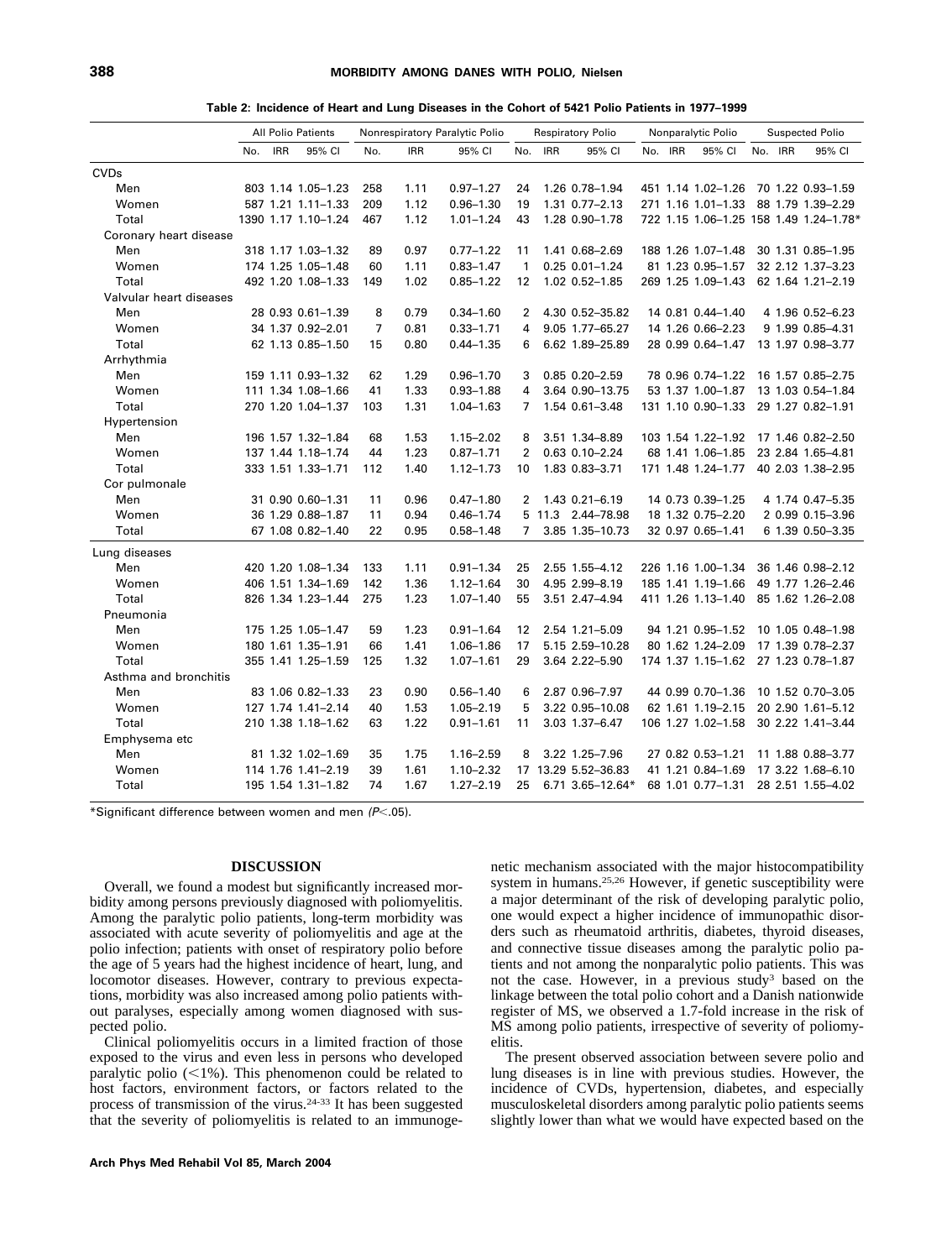**Table 2: Incidence of Heart and Lung Diseases in the Cohort of 5421 Polio Patients in 1977–1999**

| | All Polio Patients | | | Nonrespiratory Paralytic Polio | | | Respiratory Polio | | | Nonparalytic Polio | | | Suspected Polio | | |
|---|---|---|---|---|---|---|---|---|---|---|---|---|---|---|---|
| | No. | IRR | 95% CI | No. | IRR | 95% CI | No. | IRR | 95% CI | No. | IRR | 95% CI | No. | IRR | 95% CI |
| CVDs | | | | | | | | | | | | | | | |
| Men | 803 | 1.14 | 1.05–1.23 | 258 | 1.11 | 0.97–1.27 | 24 | 1.26 | 0.78–1.94 | 451 | 1.14 | 1.02–1.26 | 70 | 1.22 | 0.93–1.59 |
| Women | 587 | 1.21 | 1.11–1.33 | 209 | 1.12 | 0.96–1.30 | 19 | 1.31 | 0.77–2.13 | 271 | 1.16 | 1.01–1.33 | 88 | 1.79 | 1.39–2.29 |
| Total | 1390 | 1.17 | 1.10–1.24 | 467 | 1.12 | 1.01–1.24 | 43 | 1.28 | 0.90–1.78 | 722 | 1.15 | 1.06–1.25 | 158 | 1.49 | 1.24–1.78* |
| Coronary heart disease | | | | | | | | | | | | | | | |
| Men | 318 | 1.17 | 1.03–1.32 | 89 | 0.97 | 0.77–1.22 | 11 | 1.41 | 0.68–2.69 | 188 | 1.26 | 1.07–1.48 | 30 | 1.31 | 0.85–1.95 |
| Women | 174 | 1.25 | 1.05–1.48 | 60 | 1.11 | 0.83–1.47 | 1 | 0.25 | 0.01–1.24 | 81 | 1.23 | 0.95–1.57 | 32 | 2.12 | 1.37–3.23 |
| Total | 492 | 1.20 | 1.08–1.33 | 149 | 1.02 | 0.85–1.22 | 12 | 1.02 | 0.52–1.85 | 269 | 1.25 | 1.09–1.43 | 62 | 1.64 | 1.21–2.19 |
| Valvular heart diseases | | | | | | | | | | | | | | | |
| Men | 28 | 0.93 | 0.61–1.39 | 8 | 0.79 | 0.34–1.60 | 2 | 4.30 | 0.52–35.82 | 14 | 0.81 | 0.44–1.40 | 4 | 1.96 | 0.52–6.23 |
| Women | 34 | 1.37 | 0.92–2.01 | 7 | 0.81 | 0.33–1.71 | 4 | 9.05 | 1.77–65.27 | 14 | 1.26 | 0.66–2.23 | 9 | 1.99 | 0.85–4.31 |
| Total | 62 | 1.13 | 0.85–1.50 | 15 | 0.80 | 0.44–1.35 | 6 | 6.62 | 1.89–25.89 | 28 | 0.99 | 0.64–1.47 | 13 | 1.97 | 0.98–3.77 |
| Arrhythmia | | | | | | | | | | | | | | | |
| Men | 159 | 1.11 | 0.93–1.32 | 62 | 1.29 | 0.96–1.70 | 3 | 0.85 | 0.20–2.59 | 78 | 0.96 | 0.74–1.22 | 16 | 1.57 | 0.85–2.75 |
| Women | 111 | 1.34 | 1.08–1.66 | 41 | 1.33 | 0.93–1.88 | 4 | 3.64 | 0.90–13.75 | 53 | 1.37 | 1.00–1.87 | 13 | 1.03 | 0.54–1.84 |
| Total | 270 | 1.20 | 1.04–1.37 | 103 | 1.31 | 1.04–1.63 | 7 | 1.54 | 0.61–3.48 | 131 | 1.10 | 0.90–1.33 | 29 | 1.27 | 0.82–1.91 |
| Hypertension | | | | | | | | | | | | | | | |
| Men | 196 | 1.57 | 1.32–1.84 | 68 | 1.53 | 1.15–2.02 | 8 | 3.51 | 1.34–8.89 | 103 | 1.54 | 1.22–1.92 | 17 | 1.46 | 0.82–2.50 |
| Women | 137 | 1.44 | 1.18–1.74 | 44 | 1.23 | 0.87–1.71 | 2 | 0.63 | 0.10–2.24 | 68 | 1.41 | 1.06–1.85 | 23 | 2.84 | 1.65–4.81 |
| Total | 333 | 1.51 | 1.33–1.71 | 112 | 1.40 | 1.12–1.73 | 10 | 1.83 | 0.83–3.71 | 171 | 1.48 | 1.24–1.77 | 40 | 2.03 | 1.38–2.95 |
| Cor pulmonale | | | | | | | | | | | | | | | |
| Men | 31 | 0.90 | 0.60–1.31 | 11 | 0.96 | 0.47–1.80 | 2 | 1.43 | 0.21–6.19 | 14 | 0.73 | 0.39–1.25 | 4 | 1.74 | 0.47–5.35 |
| Women | 36 | 1.29 | 0.88–1.87 | 11 | 0.94 | 0.46–1.74 | 5 | 11.3 | 2.44–78.98 | 18 | 1.32 | 0.75–2.20 | 2 | 0.99 | 0.15–3.96 |
| Total | 67 | 1.08 | 0.82–1.40 | 22 | 0.95 | 0.58–1.48 | 7 | 3.85 | 1.35–10.73 | 32 | 0.97 | 0.65–1.41 | 6 | 1.39 | 0.50–3.35 |
| Lung diseases | | | | | | | | | | | | | | | |
| Men | 420 | 1.20 | 1.08–1.34 | 133 | 1.11 | 0.91–1.34 | 25 | 2.55 | 1.55–4.12 | 226 | 1.16 | 1.00–1.34 | 36 | 1.46 | 0.98–2.12 |
| Women | 406 | 1.51 | 1.34–1.69 | 142 | 1.36 | 1.12–1.64 | 30 | 4.95 | 2.99–8.19 | 185 | 1.41 | 1.19–1.66 | 49 | 1.77 | 1.26–2.46 |
| Total | 826 | 1.34 | 1.23–1.44 | 275 | 1.23 | 1.07–1.40 | 55 | 3.51 | 2.47–4.94 | 411 | 1.26 | 1.13–1.40 | 85 | 1.62 | 1.26–2.08 |
| Pneumonia | | | | | | | | | | | | | | | |
| Men | 175 | 1.25 | 1.05–1.47 | 59 | 1.23 | 0.91–1.64 | 12 | 2.54 | 1.21–5.09 | 94 | 1.21 | 0.95–1.52 | 10 | 1.05 | 0.48–1.98 |
| Women | 180 | 1.61 | 1.35–1.91 | 66 | 1.41 | 1.06–1.86 | 17 | 5.15 | 2.59–10.28 | 80 | 1.62 | 1.24–2.09 | 17 | 1.39 | 0.78–2.37 |
| Total | 355 | 1.41 | 1.25–1.59 | 125 | 1.32 | 1.07–1.61 | 29 | 3.64 | 2.22–5.90 | 174 | 1.37 | 1.15–1.62 | 27 | 1.23 | 0.78–1.87 |
| Asthma and bronchitis | | | | | | | | | | | | | | | |
| Men | 83 | 1.06 | 0.82–1.33 | 23 | 0.90 | 0.56–1.40 | 6 | 2.87 | 0.96–7.97 | 44 | 0.99 | 0.70–1.36 | 10 | 1.52 | 0.70–3.05 |
| Women | 127 | 1.74 | 1.41–2.14 | 40 | 1.53 | 1.05–2.19 | 5 | 3.22 | 0.95–10.08 | 62 | 1.61 | 1.19–2.15 | 20 | 2.90 | 1.61–5.12 |
| Total | 210 | 1.38 | 1.18–1.62 | 63 | 1.22 | 0.91–1.61 | 11 | 3.03 | 1.37–6.47 | 106 | 1.27 | 1.02–1.58 | 30 | 2.22 | 1.41–3.44 |
| Emphysema etc | | | | | | | | | | | | | | | |
| Men | 81 | 1.32 | 1.02–1.69 | 35 | 1.75 | 1.16–2.59 | 8 | 3.22 | 1.25–7.96 | 27 | 0.82 | 0.53–1.21 | 11 | 1.88 | 0.88–3.77 |
| Women | 114 | 1.76 | 1.41–2.19 | 39 | 1.61 | 1.10–2.32 | 17 | 13.29 | 5.52–36.83 | 41 | 1.21 | 0.84–1.69 | 17 | 3.22 | 1.68–6.10 |
| Total | 195 | 1.54 | 1.31–1.82 | 74 | 1.67 | 1.27–2.19 | 25 | 6.71 | 3.65–12.64* | 68 | 1.01 | 0.77–1.31 | 28 | 2.51 | 1.55–4.02 |

*Significant difference between women and men ($P<.05$).

## DISCUSSION

Overall, we found a modest but significantly increased morbidity among persons previously diagnosed with poliomyelitis. Among the paralytic polio patients, long-term morbidity was associated with acute severity of poliomyelitis and age at the polio infection; patients with onset of respiratory polio before the age of 5 years had the highest incidence of heart, lung, and locomotor diseases. However, contrary to previous expectations, morbidity was also increased among polio patients without paralyses, especially among women diagnosed with suspected polio.

Clinical poliomyelitis occurs in a limited fraction of those exposed to the virus and even less in persons who developed paralytic polio (<1%). This phenomenon could be related to host factors, environment factors, or factors related to the process of transmission of the virus.[24-33] It has been suggested that the severity of poliomyelitis is related to an immunogenetic mechanism associated with the major histocompatibility system in humans.[25,26] However, if genetic susceptibility were a major determinant of the risk of developing paralytic polio, one would expect a higher incidence of immunopathic disorders such as rheumatoid arthritis, diabetes, thyroid diseases, and connective tissue diseases among the paralytic polio patients and not among the nonparalytic polio patients. This was not the case. However, in a previous study[3] based on the linkage between the total polio cohort and a Danish nationwide register of MS, we observed a 1.7-fold increase in the risk of MS among polio patients, irrespective of severity of poliomyelitis.

The present observed association between severe polio and lung diseases is in line with previous studies. However, the incidence of CVDs, hypertension, diabetes, and especially musculoskeletal disorders among paralytic polio patients seems slightly lower than what we would have expected based on the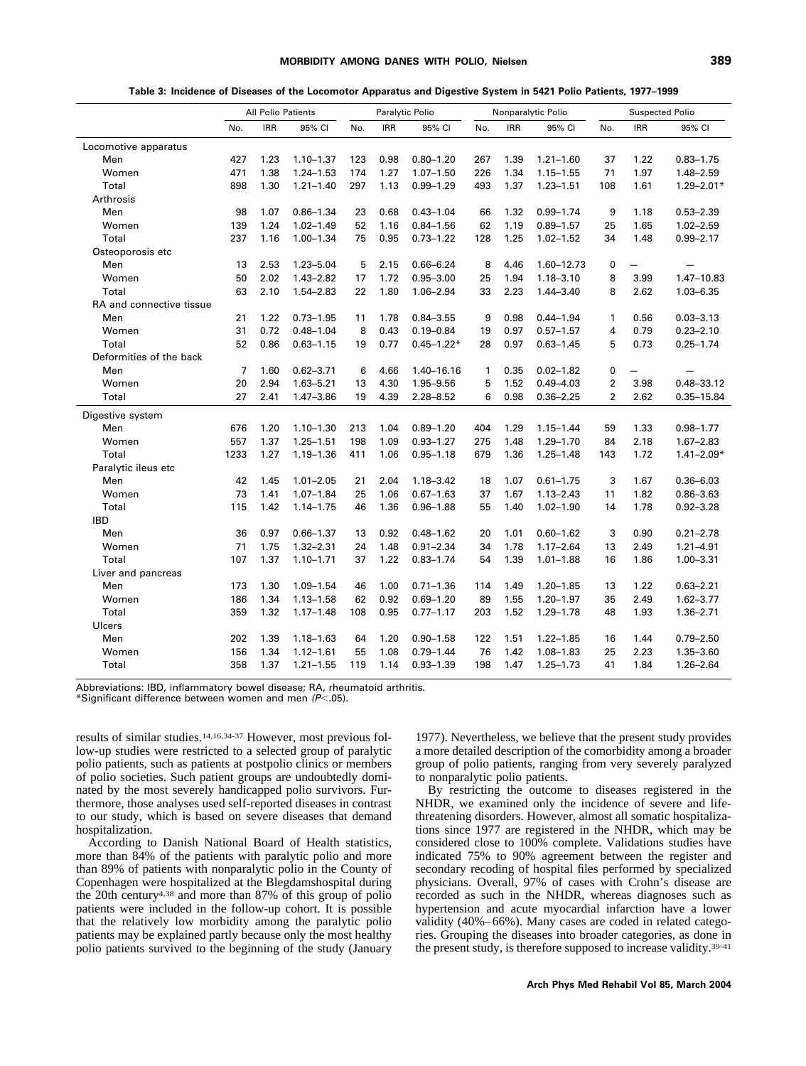**Table 3: Incidence of Diseases of the Locomotor Apparatus and Digestive System in 5421 Polio Patients, 1977–1999**

| | All Polio Patients | | | Paralytic Polio | | | Nonparalytic Polio | | | Suspected Polio | | |
|---|---|---|---|---|---|---|---|---|---|---|---|---|
| | No. | IRR | 95% CI | No. | IRR | 95% CI | No. | IRR | 95% CI | No. | IRR | 95% CI |
| Locomotive apparatus | | | | | | | | | | | | |
| Men | 427 | 1.23 | 1.10–1.37 | 123 | 0.98 | 0.80–1.20 | 267 | 1.39 | 1.21–1.60 | 37 | 1.22 | 0.83–1.75 |
| Women | 471 | 1.38 | 1.24–1.53 | 174 | 1.27 | 1.07–1.50 | 226 | 1.34 | 1.15–1.55 | 71 | 1.97 | 1.48–2.59 |
| Total | 898 | 1.30 | 1.21–1.40 | 297 | 1.13 | 0.99–1.29 | 493 | 1.37 | 1.23–1.51 | 108 | 1.61 | 1.29–2.01* |
| Arthrosis | | | | | | | | | | | | |
| Men | 98 | 1.07 | 0.86–1.34 | 23 | 0.68 | 0.43–1.04 | 66 | 1.32 | 0.99–1.74 | 9 | 1.18 | 0.53–2.39 |
| Women | 139 | 1.24 | 1.02–1.49 | 52 | 1.16 | 0.84–1.56 | 62 | 1.19 | 0.89–1.57 | 25 | 1.65 | 1.02–2.59 |
| Total | 237 | 1.16 | 1.00–1.34 | 75 | 0.95 | 0.73–1.22 | 128 | 1.25 | 1.02–1.52 | 34 | 1.48 | 0.99–2.17 |
| Osteoporosis etc | | | | | | | | | | | | |
| Men | 13 | 2.53 | 1.23–5.04 | 5 | 2.15 | 0.66–6.24 | 8 | 4.46 | 1.60–12.73 | 0 | — | — |
| Women | 50 | 2.02 | 1.43–2.82 | 17 | 1.72 | 0.95–3.00 | 25 | 1.94 | 1.18–3.10 | 8 | 3.99 | 1.47–10.83 |
| Total | 63 | 2.10 | 1.54–2.83 | 22 | 1.80 | 1.06–2.94 | 33 | 2.23 | 1.44–3.40 | 8 | 2.62 | 1.03–6.35 |
| RA and connective tissue | | | | | | | | | | | | |
| Men | 21 | 1.22 | 0.73–1.95 | 11 | 1.78 | 0.84–3.55 | 9 | 0.98 | 0.44–1.94 | 1 | 0.56 | 0.03–3.13 |
| Women | 31 | 0.72 | 0.48–1.04 | 8 | 0.43 | 0.19–0.84 | 19 | 0.97 | 0.57–1.57 | 4 | 0.79 | 0.23–2.10 |
| Total | 52 | 0.86 | 0.63–1.15 | 19 | 0.77 | 0.45–1.22* | 28 | 0.97 | 0.63–1.45 | 5 | 0.73 | 0.25–1.74 |
| Deformities of the back | | | | | | | | | | | | |
| Men | 7 | 1.60 | 0.62–3.71 | 6 | 4.66 | 1.40–16.16 | 1 | 0.35 | 0.02–1.82 | 0 | — | — |
| Women | 20 | 2.94 | 1.63–5.21 | 13 | 4.30 | 1.95–9.56 | 5 | 1.52 | 0.49–4.03 | 2 | 3.98 | 0.48–33.12 |
| Total | 27 | 2.41 | 1.47–3.86 | 19 | 4.39 | 2.28–8.52 | 6 | 0.98 | 0.36–2.25 | 2 | 2.62 | 0.35–15.84 |
| Digestive system | | | | | | | | | | | | |
| Men | 676 | 1.20 | 1.10–1.30 | 213 | 1.04 | 0.89–1.20 | 404 | 1.29 | 1.15–1.44 | 59 | 1.33 | 0.98–1.77 |
| Women | 557 | 1.37 | 1.25–1.51 | 198 | 1.09 | 0.93–1.27 | 275 | 1.48 | 1.29–1.70 | 84 | 2.18 | 1.67–2.83 |
| Total | 1233 | 1.27 | 1.19–1.36 | 411 | 1.06 | 0.95–1.18 | 679 | 1.36 | 1.25–1.48 | 143 | 1.72 | 1.41–2.09* |
| Paralytic ileus etc | | | | | | | | | | | | |
| Men | 42 | 1.45 | 1.01–2.05 | 21 | 2.04 | 1.18–3.42 | 18 | 1.07 | 0.61–1.75 | 3 | 1.67 | 0.36–6.03 |
| Women | 73 | 1.41 | 1.07–1.84 | 25 | 1.06 | 0.67–1.63 | 37 | 1.67 | 1.13–2.43 | 11 | 1.82 | 0.86–3.63 |
| Total | 115 | 1.42 | 1.14–1.75 | 46 | 1.36 | 0.96–1.88 | 55 | 1.40 | 1.02–1.90 | 14 | 1.78 | 0.92–3.28 |
| IBD | | | | | | | | | | | | |
| Men | 36 | 0.97 | 0.66–1.37 | 13 | 0.92 | 0.48–1.62 | 20 | 1.01 | 0.60–1.62 | 3 | 0.90 | 0.21–2.78 |
| Women | 71 | 1.75 | 1.32–2.31 | 24 | 1.48 | 0.91–2.34 | 34 | 1.78 | 1.17–2.64 | 13 | 2.49 | 1.21–4.91 |
| Total | 107 | 1.37 | 1.10–1.71 | 37 | 1.22 | 0.83–1.74 | 54 | 1.39 | 1.01–1.88 | 16 | 1.86 | 1.00–3.31 |
| Liver and pancreas | | | | | | | | | | | | |
| Men | 173 | 1.30 | 1.09–1.54 | 46 | 1.00 | 0.71–1.36 | 114 | 1.49 | 1.20–1.85 | 13 | 1.22 | 0.63–2.21 |
| Women | 186 | 1.34 | 1.13–1.58 | 62 | 0.92 | 0.69–1.20 | 89 | 1.55 | 1.20–1.97 | 35 | 2.49 | 1.62–3.77 |
| Total | 359 | 1.32 | 1.17–1.48 | 108 | 0.95 | 0.77–1.17 | 203 | 1.52 | 1.29–1.78 | 48 | 1.93 | 1.36–2.71 |
| Ulcers | | | | | | | | | | | | |
| Men | 202 | 1.39 | 1.18–1.63 | 64 | 1.20 | 0.90–1.58 | 122 | 1.51 | 1.22–1.85 | 16 | 1.44 | 0.79–2.50 |
| Women | 156 | 1.34 | 1.12–1.61 | 55 | 1.08 | 0.79–1.44 | 76 | 1.42 | 1.08–1.83 | 25 | 2.23 | 1.35–3.60 |
| Total | 358 | 1.37 | 1.21–1.55 | 119 | 1.14 | 0.93–1.39 | 198 | 1.47 | 1.25–1.73 | 41 | 1.84 | 1.26–2.64 |

Abbreviations: IBD, inflammatory bowel disease; RA, rheumatoid arthritis.
*Significant difference between women and men ($P<.05$).

results of similar studies.[14,16,34-37] However, most previous follow-up studies were restricted to a selected group of paralytic polio patients, such as patients at postpolio clinics or members of polio societies. Such patient groups are undoubtedly dominated by the most severely handicapped polio survivors. Furthermore, those analyses used self-reported diseases in contrast to our study, which is based on severe diseases that demand hospitalization.

According to Danish National Board of Health statistics, more than 84% of the patients with paralytic polio and more than 89% of patients with nonparalytic polio in the County of Copenhagen were hospitalized at the Blegdamshospital during the 20th century[4,38] and more than 87% of this group of polio patients were included in the follow-up cohort. It is possible that the relatively low morbidity among the paralytic polio patients may be explained partly because only the most healthy polio patients survived to the beginning of the study (January 1977). Nevertheless, we believe that the present study provides a more detailed description of the comorbidity among a broader group of polio patients, ranging from very severely paralyzed to nonparalytic polio patients.

By restricting the outcome to diseases registered in the NHDR, we examined only the incidence of severe and life-threatening disorders. However, almost all somatic hospitalizations since 1977 are registered in the NHDR, which may be considered close to 100% complete. Validations studies have indicated 75% to 90% agreement between the register and secondary recoding of hospital files performed by specialized physicians. Overall, 97% of cases with Crohn's disease are recorded as such in the NHDR, whereas diagnoses such as hypertension and acute myocardial infarction have a lower validity (40%–66%). Many cases are coded in related categories. Grouping the diseases into broader categories, as done in the present study, is therefore supposed to increase validity.[39-41]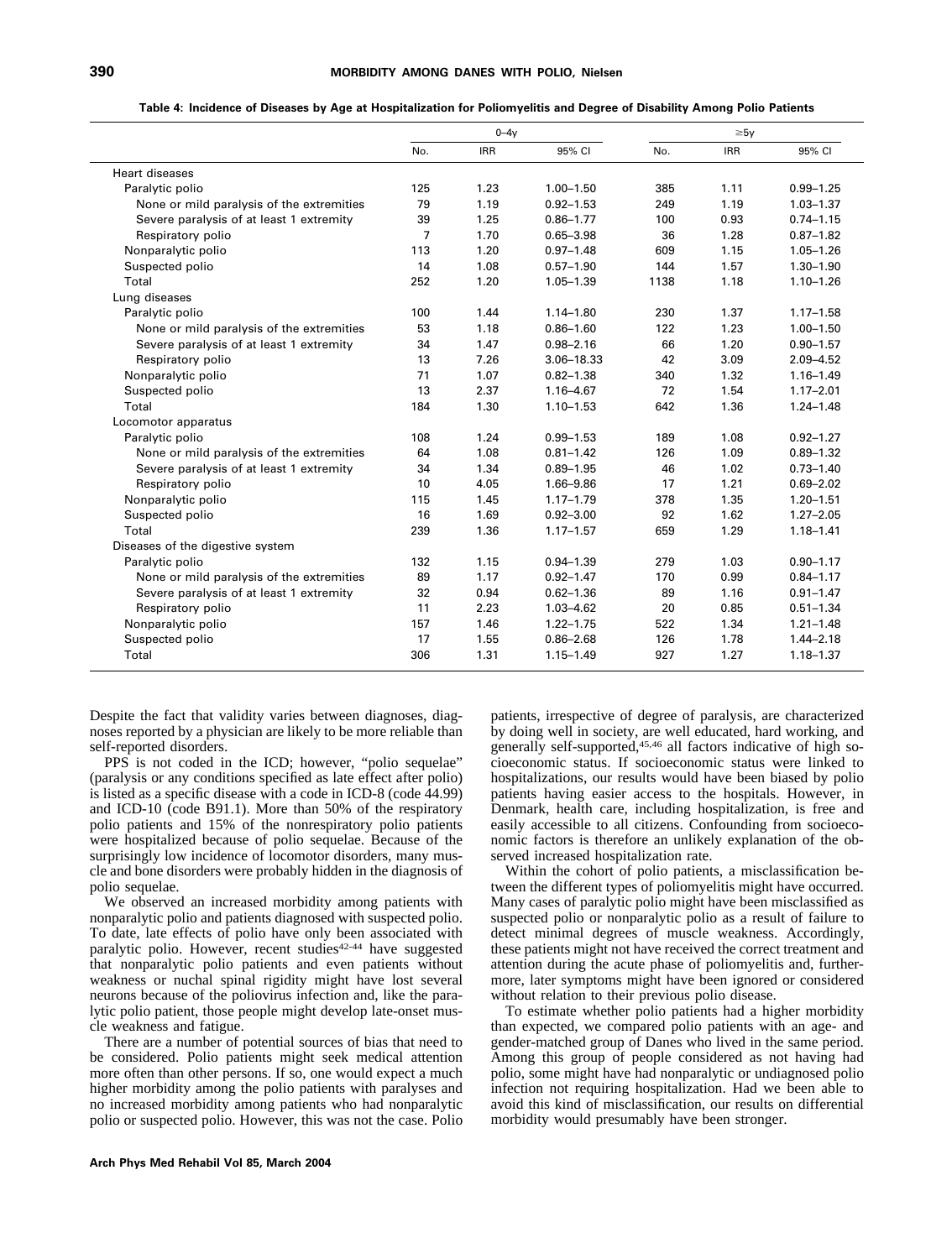**Table 4: Incidence of Diseases by Age at Hospitalization for Poliomyelitis and Degree of Disability Among Polio Patients**

| | 0–4y | | | ≥5y | | |
|---|---|---|---|---|---|---|
| | No. | IRR | 95% CI | No. | IRR | 95% CI |
| Heart diseases | | | | | | |
| Paralytic polio | 125 | 1.23 | 1.00–1.50 | 385 | 1.11 | 0.99–1.25 |
| None or mild paralysis of the extremities | 79 | 1.19 | 0.92–1.53 | 249 | 1.19 | 1.03–1.37 |
| Severe paralysis of at least 1 extremity | 39 | 1.25 | 0.86–1.77 | 100 | 0.93 | 0.74–1.15 |
| Respiratory polio | 7 | 1.70 | 0.65–3.98 | 36 | 1.28 | 0.87–1.82 |
| Nonparalytic polio | 113 | 1.20 | 0.97–1.48 | 609 | 1.15 | 1.05–1.26 |
| Suspected polio | 14 | 1.08 | 0.57–1.90 | 144 | 1.57 | 1.30–1.90 |
| Total | 252 | 1.20 | 1.05–1.39 | 1138 | 1.18 | 1.10–1.26 |
| Lung diseases | | | | | | |
| Paralytic polio | 100 | 1.44 | 1.14–1.80 | 230 | 1.37 | 1.17–1.58 |
| None or mild paralysis of the extremities | 53 | 1.18 | 0.86–1.60 | 122 | 1.23 | 1.00–1.50 |
| Severe paralysis of at least 1 extremity | 34 | 1.47 | 0.98–2.16 | 66 | 1.20 | 0.90–1.57 |
| Respiratory polio | 13 | 7.26 | 3.06–18.33 | 42 | 3.09 | 2.09–4.52 |
| Nonparalytic polio | 71 | 1.07 | 0.82–1.38 | 340 | 1.32 | 1.16–1.49 |
| Suspected polio | 13 | 2.37 | 1.16–4.67 | 72 | 1.54 | 1.17–2.01 |
| Total | 184 | 1.30 | 1.10–1.53 | 642 | 1.36 | 1.24–1.48 |
| Locomotor apparatus | | | | | | |
| Paralytic polio | 108 | 1.24 | 0.99–1.53 | 189 | 1.08 | 0.92–1.27 |
| None or mild paralysis of the extremities | 64 | 1.08 | 0.81–1.42 | 126 | 1.09 | 0.89–1.32 |
| Severe paralysis of at least 1 extremity | 34 | 1.34 | 0.89–1.95 | 46 | 1.02 | 0.73–1.40 |
| Respiratory polio | 10 | 4.05 | 1.66–9.86 | 17 | 1.21 | 0.69–2.02 |
| Nonparalytic polio | 115 | 1.45 | 1.17–1.79 | 378 | 1.35 | 1.20–1.51 |
| Suspected polio | 16 | 1.69 | 0.92–3.00 | 92 | 1.62 | 1.27–2.05 |
| Total | 239 | 1.36 | 1.17–1.57 | 659 | 1.29 | 1.18–1.41 |
| Diseases of the digestive system | | | | | | |
| Paralytic polio | 132 | 1.15 | 0.94–1.39 | 279 | 1.03 | 0.90–1.17 |
| None or mild paralysis of the extremities | 89 | 1.17 | 0.92–1.47 | 170 | 0.99 | 0.84–1.17 |
| Severe paralysis of at least 1 extremity | 32 | 0.94 | 0.62–1.36 | 89 | 1.16 | 0.91–1.47 |
| Respiratory polio | 11 | 2.23 | 1.03–4.62 | 20 | 0.85 | 0.51–1.34 |
| Nonparalytic polio | 157 | 1.46 | 1.22–1.75 | 522 | 1.34 | 1.21–1.48 |
| Suspected polio | 17 | 1.55 | 0.86–2.68 | 126 | 1.78 | 1.44–2.18 |
| Total | 306 | 1.31 | 1.15–1.49 | 927 | 1.27 | 1.18–1.37 |

Despite the fact that validity varies between diagnoses, diagnoses reported by a physician are likely to be more reliable than self-reported disorders.

PPS is not coded in the ICD; however, "polio sequelae" (paralysis or any conditions specified as late effect after polio) is listed as a specific disease with a code in ICD-8 (code 44.99) and ICD-10 (code B91.1). More than 50% of the respiratory polio patients and 15% of the nonrespiratory polio patients were hospitalized because of polio sequelae. Because of the surprisingly low incidence of locomotor disorders, many muscle and bone disorders were probably hidden in the diagnosis of polio sequelae.

We observed an increased morbidity among patients with nonparalytic polio and patients diagnosed with suspected polio. To date, late effects of polio have only been associated with paralytic polio. However, recent studies[42-44] have suggested that nonparalytic polio patients and even patients without weakness or nuchal spinal rigidity might have lost several neurons because of the poliovirus infection and, like the paralytic polio patient, those people might develop late-onset muscle weakness and fatigue.

There are a number of potential sources of bias that need to be considered. Polio patients might seek medical attention more often than other persons. If so, one would expect a much higher morbidity among the polio patients with paralyses and no increased morbidity among patients who had nonparalytic polio or suspected polio. However, this was not the case. Polio patients, irrespective of degree of paralysis, are characterized by doing well in society, are well educated, hard working, and generally self-supported,[45,46] all factors indicative of high socioeconomic status. If socioeconomic status were linked to hospitalizations, our results would have been biased by polio patients having easier access to the hospitals. However, in Denmark, health care, including hospitalization, is free and easily accessible to all citizens. Confounding from socioeconomic factors is therefore an unlikely explanation of the observed increased hospitalization rate.

Within the cohort of polio patients, a misclassification between the different types of poliomyelitis might have occurred. Many cases of paralytic polio might have been misclassified as suspected polio or nonparalytic polio as a result of failure to detect minimal degrees of muscle weakness. Accordingly, these patients might not have received the correct treatment and attention during the acute phase of poliomyelitis and, furthermore, later symptoms might have been ignored or considered without relation to their previous polio disease.

To estimate whether polio patients had a higher morbidity than expected, we compared polio patients with an age- and gender-matched group of Danes who lived in the same period. Among this group of people considered as not having had polio, some might have had nonparalytic or undiagnosed polio infection not requiring hospitalization. Had we been able to avoid this kind of misclassification, our results on differential morbidity would presumably have been stronger.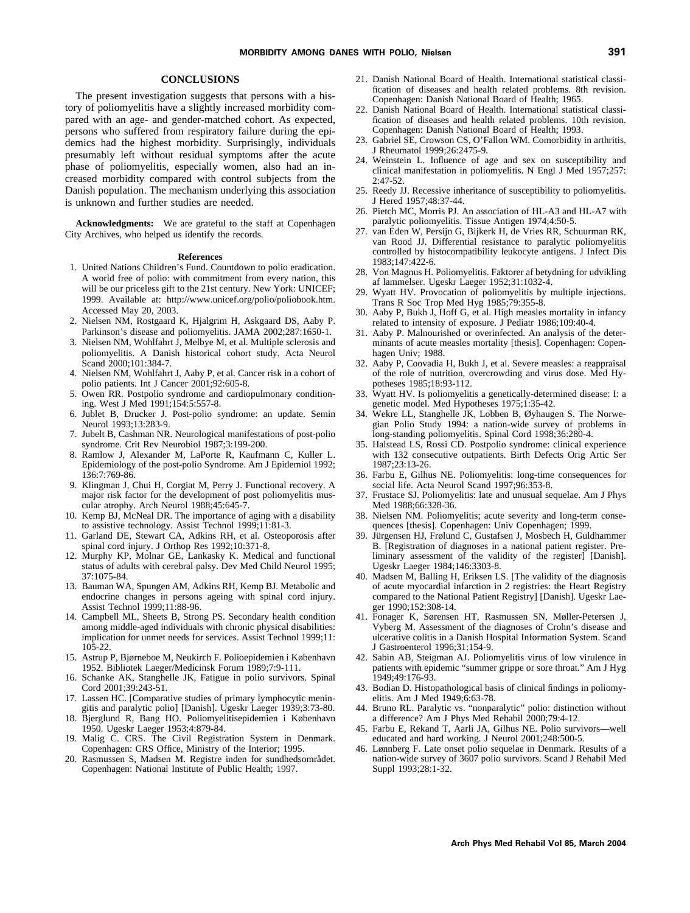## CONCLUSIONS

The present investigation suggests that persons with a history of poliomyelitis have a slightly increased morbidity compared with an age- and gender-matched cohort. As expected, persons who suffered from respiratory failure during the epidemics had the highest morbidity. Surprisingly, individuals presumably left without residual symptoms after the acute phase of poliomyelitis, especially women, also had an increased morbidity compared with control subjects from the Danish population. The mechanism underlying this association is unknown and further studies are needed.

**Acknowledgments:** We are grateful to the staff at Copenhagen City Archives, who helped us identify the records.

### References

1. United Nations Children's Fund. Countdown to polio eradication. A world free of polio: with commitment from every nation, this will be our priceless gift to the 21st century. New York: UNICEF; 1999. Available at: http://www.unicef.org/polio/poliobook.htm. Accessed May 20, 2003.
2. Nielsen NM, Rostgaard K, Hjalgrim H, Askgaard DS, Aaby P. Parkinson's disease and poliomyelitis. JAMA 2002;287:1650-1.
3. Nielsen NM, Wohlfahrt J, Melbye M, et al. Multiple sclerosis and poliomyelitis. A Danish historical cohort study. Acta Neurol Scand 2000;101:384-7.
4. Nielsen NM, Wohlfahrt J, Aaby P, et al. Cancer risk in a cohort of polio patients. Int J Cancer 2001;92:605-8.
5. Owen RR. Postpolio syndrome and cardiopulmonary conditioning. West J Med 1991;154:5:557-8.
6. Jublet B, Drucker J. Post-polio syndrome: an update. Semin Neurol 1993;13:283-9.
7. Jubelt B, Cashman NR. Neurological manifestations of post-polio syndrome. Crit Rev Neurobiol 1987;3:199-200.
8. Ramlow J, Alexander M, LaPorte R, Kaufmann C, Kuller L. Epidemiology of the post-polio Syndrome. Am J Epidemiol 1992; 136:7:769-86.
9. Klingman J, Chui H, Corgiat M, Perry J. Functional recovery. A major risk factor for the development of post poliomyelitis muscular atrophy. Arch Neurol 1988;45:645-7.
10. Kemp BJ, McNeal DR. The importance of aging with a disability to assistive technology. Assist Technol 1999;11:81-3.
11. Garland DE, Stewart CA, Adkins RH, et al. Osteoporosis after spinal cord injury. J Orthop Res 1992;10:371-8.
12. Murphy KP, Molnar GE, Lankasky K. Medical and functional status of adults with cerebral palsy. Dev Med Child Neurol 1995; 37:1075-84.
13. Bauman WA, Spungen AM, Adkins RH, Kemp BJ. Metabolic and endocrine changes in persons ageing with spinal cord injury. Assist Technol 1999;11:88-96.
14. Campbell ML, Sheets B, Strong PS. Secondary health condition among middle-aged individuals with chronic physical disabilities: implication for unmet needs for services. Assist Technol 1999;11: 105-22.
15. Astrup P, Bjørneboe M, Neukirch F. Polioepidemien i København 1952. Bibliotek Laeger/Medicinsk Forum 1989;7:9-111.
16. Schanke AK, Stanghelle JK, Fatigue in polio survivors. Spinal Cord 2001;39:243-51.
17. Lassen HC. [Comparative studies of primary lymphocytic meningitis and paralytic polio] [Danish]. Ugeskr Laeger 1939;3:73-80.
18. Bjerglund R, Bang HO. Poliomyelitisepidemien i København 1950. Ugeskr Laeger 1953;4:879-84.
19. Malig C. CRS. The Civil Registration System in Denmark. Copenhagen: CRS Office, Ministry of the Interior; 1995.
20. Rasmussen S, Madsen M. Registre inden for sundhedsområdet. Copenhagen: National Institute of Public Health; 1997.
21. Danish National Board of Health. International statistical classification of diseases and health related problems. 8th revision. Copenhagen: Danish National Board of Health; 1965.
22. Danish National Board of Health. International statistical classification of diseases and health related problems. 10th revision. Copenhagen: Danish National Board of Health; 1993.
23. Gabriel SE, Crowson CS, O'Fallon WM. Comorbidity in arthritis. J Rheumatol 1999;26:2475-9.
24. Weinstein L. Influence of age and sex on susceptibility and clinical manifestation in poliomyelitis. N Engl J Med 1957;257: 2:47-52.
25. Reedy JJ. Recessive inheritance of susceptibility to poliomyelitis. J Hered 1957;48:37-44.
26. Pietch MC, Morris PJ. An association of HL-A3 and HL-A7 with paralytic poliomyelitis. Tissue Antigen 1974;4:50-5.
27. van Eden W, Persijn G, Bijkerk H, de Vries RR, Schuurman RK, van Rood JJ. Differential resistance to paralytic poliomyelitis controlled by histocompatibility leukocyte antigens. J Infect Dis 1983;147:422-6.
28. Von Magnus H. Poliomyelitis. Faktorer af betydning for udvikling af lammelser. Ugeskr Laeger 1952;31:1032-4.
29. Wyatt HV. Provocation of poliomyelitis by multiple injections. Trans R Soc Trop Med Hyg 1985;79:355-8.
30. Aaby P, Bukh J, Hoff G, et al. High measles mortality in infancy related to intensity of exposure. J Pediatr 1986;109:40-4.
31. Aaby P. Malnourished or overinfected. An analysis of the determinants of acute measles mortality [thesis]. Copenhagen: Copenhagen Univ; 1988.
32. Aaby P, Coovadia H, Bukh J, et al. Severe measles: a reappraisal of the role of nutrition, overcrowding and virus dose. Med Hypotheses 1985;18:93-112.
33. Wyatt HV. Is poliomyelitis a genetically-determined disease: I: a genetic model. Med Hypotheses 1975;1:35-42.
34. Wekre LL, Stanghelle JK, Lobben B, Øyhaugen S. The Norwegian Polio Study 1994: a nation-wide survey of problems in long-standing poliomyelitis. Spinal Cord 1998;36:280-4.
35. Halstead LS, Rossi CD. Postpolio syndrome: clinical experience with 132 consecutive outpatients. Birth Defects Orig Artic Ser 1987;23:13-26.
36. Farbu E, Gilhus NE. Poliomyelitis: long-time consequences for social life. Acta Neurol Scand 1997;96:353-8.
37. Frustace SJ. Poliomyelitis: late and unusual sequelae. Am J Phys Med 1988;66:328-36.
38. Nielsen NM. Poliomyelitis; acute severity and long-term consequences [thesis]. Copenhagen: Univ Copenhagen; 1999.
39. Jürgensen HJ, Frølund C, Gustafsen J, Mosbech H, Guldhammer B. [Registration of diagnoses in a national patient register. Preliminary assessment of the validity of the register] [Danish]. Ugeskr Laeger 1984;146:3303-8.
40. Madsen M, Balling H, Eriksen LS. [The validity of the diagnosis of acute myocardial infarction in 2 registries: the Heart Registry compared to the National Patient Registry] [Danish]. Ugeskr Laeger 1990;152:308-14.
41. Fonager K, Sørensen HT, Rasmussen SN, Møller-Petersen J, Vyberg M. Assessment of the diagnoses of Crohn's disease and ulcerative colitis in a Danish Hospital Information System. Scand J Gastroenterol 1996;31:154-9.
42. Sabin AB, Steigman AJ. Poliomyelitis virus of low virulence in patients with epidemic "summer grippe or sore throat." Am J Hyg 1949;49:176-93.
43. Bodian D. Histopathological basis of clinical findings in poliomyelitis. Am J Med 1949;6:63-78.
44. Bruno RL. Paralytic vs. "nonparalytic" polio: distinction without a difference? Am J Phys Med Rehabil 2000;79:4-12.
45. Farbu E, Rekand T, Aarli JA, Gilhus NE. Polio survivors—well educated and hard working. J Neurol 2001;248:500-5.
46. Lønnberg F. Late onset polio sequelae in Denmark. Results of a nation-wide survey of 3607 polio survivors. Scand J Rehabil Med Suppl 1993;28:1-32.